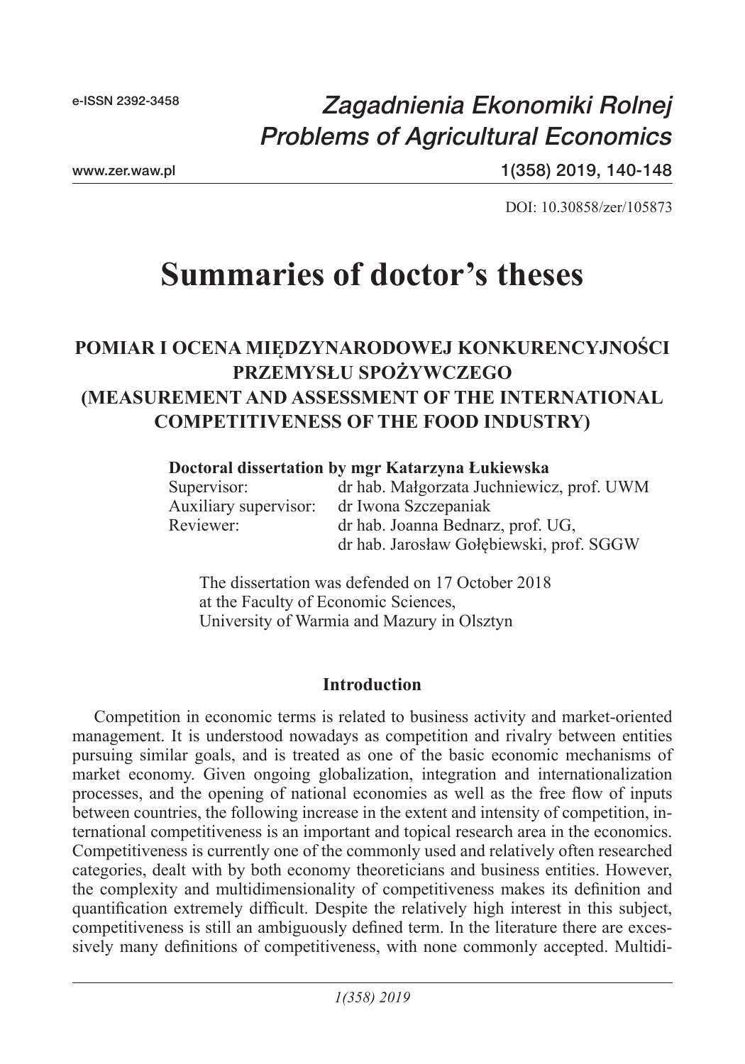DOI: 10.30858/zer/105873

# Summaries of doctor's theses

## POMIAR I OCENA MIĘDZYNARODOWEJ KONKURENCYJNOŚCI PRZEMYSŁU SPOŻYWCZEGO (MEASUREMENT AND ASSESSMENT OF THE INTERNATIONAL COMPETITIVENESS OF THE FOOD INDUSTRY)

**Doctoral dissertation by mgr Katarzyna Łukiewska**

Supervisor: dr hab. Małgorzata Juchniewicz, prof. UWM
Auxiliary supervisor: dr Iwona Szczepaniak
Reviewer: dr hab. Joanna Bednarz, prof. UG,
dr hab. Jarosław Gołębiewski, prof. SGGW

The dissertation was defended on 17 October 2018
at the Faculty of Economic Sciences,
University of Warmia and Mazury in Olsztyn

### Introduction

Competition in economic terms is related to business activity and market-oriented management. It is understood nowadays as competition and rivalry between entities pursuing similar goals, and is treated as one of the basic economic mechanisms of market economy. Given ongoing globalization, integration and internationalization processes, and the opening of national economies as well as the free flow of inputs between countries, the following increase in the extent and intensity of competition, international competitiveness is an important and topical research area in the economics. Competitiveness is currently one of the commonly used and relatively often researched categories, dealt with by both economy theoreticians and business entities. However, the complexity and multidimensionality of competitiveness makes its definition and quantification extremely difficult. Despite the relatively high interest in this subject, competitiveness is still an ambiguously defined term. In the literature there are excessively many definitions of competitiveness, with none commonly accepted. Multidi-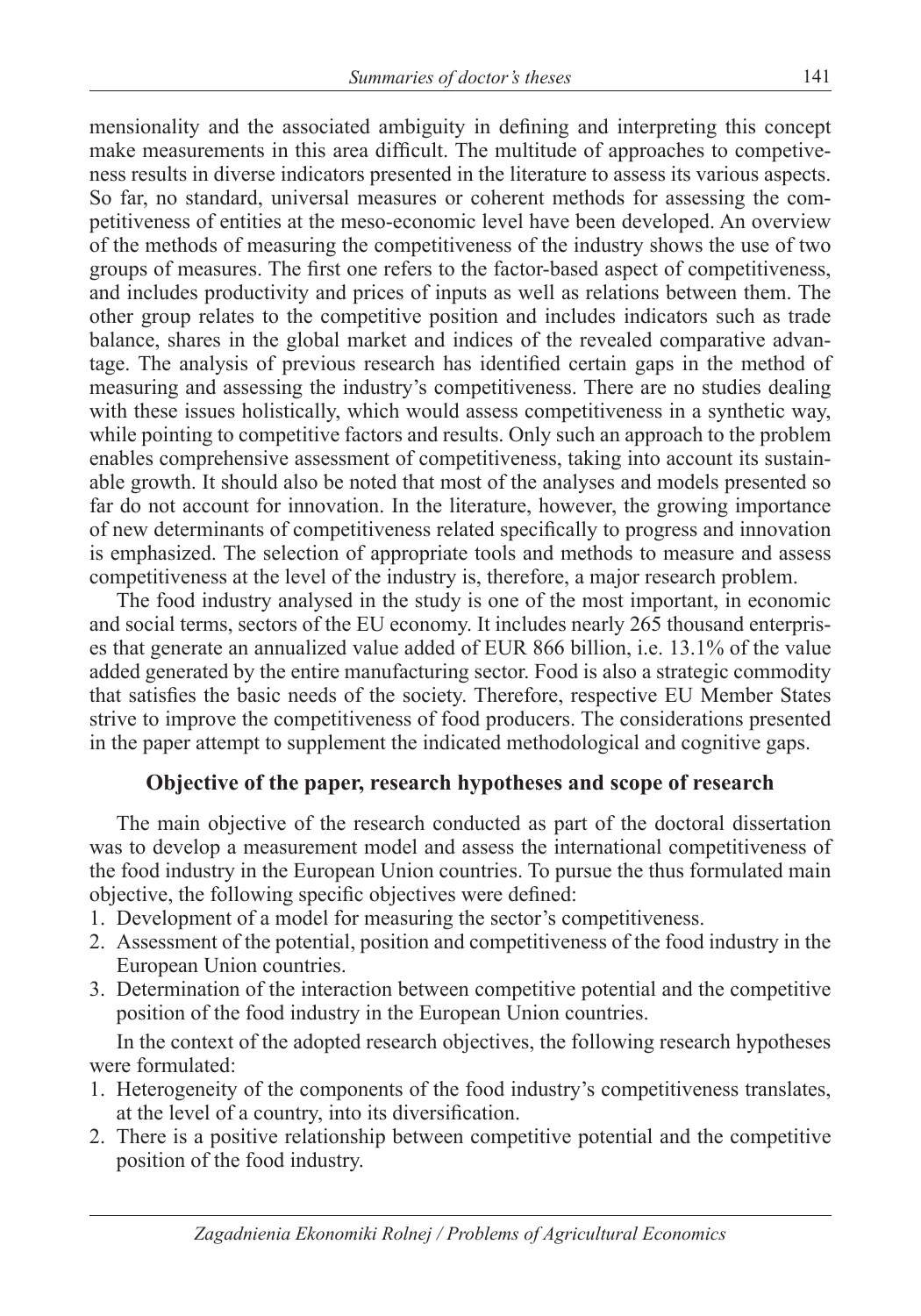mensionality and the associated ambiguity in defining and interpreting this concept make measurements in this area difficult. The multitude of approaches to competiveness results in diverse indicators presented in the literature to assess its various aspects. So far, no standard, universal measures or coherent methods for assessing the competitiveness of entities at the meso-economic level have been developed. An overview of the methods of measuring the competitiveness of the industry shows the use of two groups of measures. The first one refers to the factor-based aspect of competitiveness, and includes productivity and prices of inputs as well as relations between them. The other group relates to the competitive position and includes indicators such as trade balance, shares in the global market and indices of the revealed comparative advantage. The analysis of previous research has identified certain gaps in the method of measuring and assessing the industry's competitiveness. There are no studies dealing with these issues holistically, which would assess competitiveness in a synthetic way, while pointing to competitive factors and results. Only such an approach to the problem enables comprehensive assessment of competitiveness, taking into account its sustainable growth. It should also be noted that most of the analyses and models presented so far do not account for innovation. In the literature, however, the growing importance of new determinants of competitiveness related specifically to progress and innovation is emphasized. The selection of appropriate tools and methods to measure and assess competitiveness at the level of the industry is, therefore, a major research problem.

The food industry analysed in the study is one of the most important, in economic and social terms, sectors of the EU economy. It includes nearly 265 thousand enterprises that generate an annualized value added of EUR 866 billion, i.e. 13.1% of the value added generated by the entire manufacturing sector. Food is also a strategic commodity that satisfies the basic needs of the society. Therefore, respective EU Member States strive to improve the competitiveness of food producers. The considerations presented in the paper attempt to supplement the indicated methodological and cognitive gaps.

## Objective of the paper, research hypotheses and scope of research

The main objective of the research conducted as part of the doctoral dissertation was to develop a measurement model and assess the international competitiveness of the food industry in the European Union countries. To pursue the thus formulated main objective, the following specific objectives were defined:

1. Development of a model for measuring the sector's competitiveness.
2. Assessment of the potential, position and competitiveness of the food industry in the European Union countries.
3. Determination of the interaction between competitive potential and the competitive position of the food industry in the European Union countries.

In the context of the adopted research objectives, the following research hypotheses were formulated:

1. Heterogeneity of the components of the food industry's competitiveness translates, at the level of a country, into its diversification.
2. There is a positive relationship between competitive potential and the competitive position of the food industry.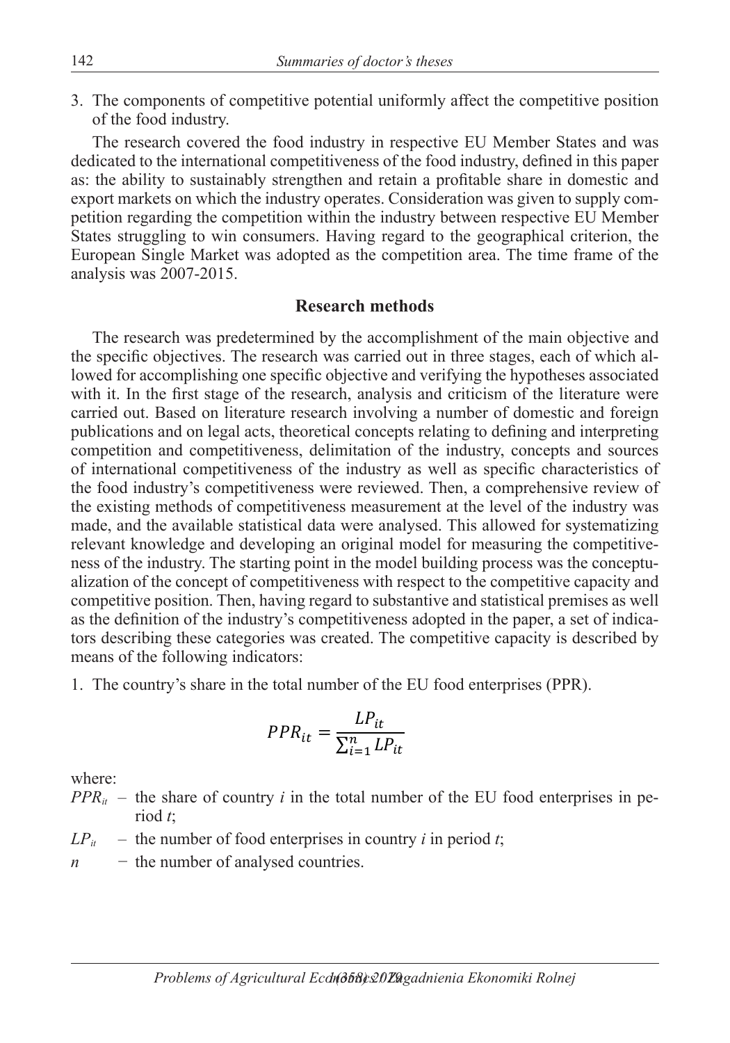3. The components of competitive potential uniformly affect the competitive position of the food industry.

The research covered the food industry in respective EU Member States and was dedicated to the international competitiveness of the food industry, defined in this paper as: the ability to sustainably strengthen and retain a profitable share in domestic and export markets on which the industry operates. Consideration was given to supply competition regarding the competition within the industry between respective EU Member States struggling to win consumers. Having regard to the geographical criterion, the European Single Market was adopted as the competition area. The time frame of the analysis was 2007-2015.

## Research methods

The research was predetermined by the accomplishment of the main objective and the specific objectives. The research was carried out in three stages, each of which allowed for accomplishing one specific objective and verifying the hypotheses associated with it. In the first stage of the research, analysis and criticism of the literature were carried out. Based on literature research involving a number of domestic and foreign publications and on legal acts, theoretical concepts relating to defining and interpreting competition and competitiveness, delimitation of the industry, concepts and sources of international competitiveness of the industry as well as specific characteristics of the food industry's competitiveness were reviewed. Then, a comprehensive review of the existing methods of competitiveness measurement at the level of the industry was made, and the available statistical data were analysed. This allowed for systematizing relevant knowledge and developing an original model for measuring the competitiveness of the industry. The starting point in the model building process was the conceptualization of the concept of competitiveness with respect to the competitive capacity and competitive position. Then, having regard to substantive and statistical premises as well as the definition of the industry's competitiveness adopted in the paper, a set of indicators describing these categories was created. The competitive capacity is described by means of the following indicators:

1. The country's share in the total number of the EU food enterprises (PPR).

$$PPR_{it} = \frac{LP_{it}}{\sum_{i=1}^{n} LP_{it}}$$

where:

$PPR_{it}$ – the share of country $i$ in the total number of the EU food enterprises in period $t$;

$LP_{it}$ – the number of food enterprises in country $i$ in period $t$;

$n$ − the number of analysed countries.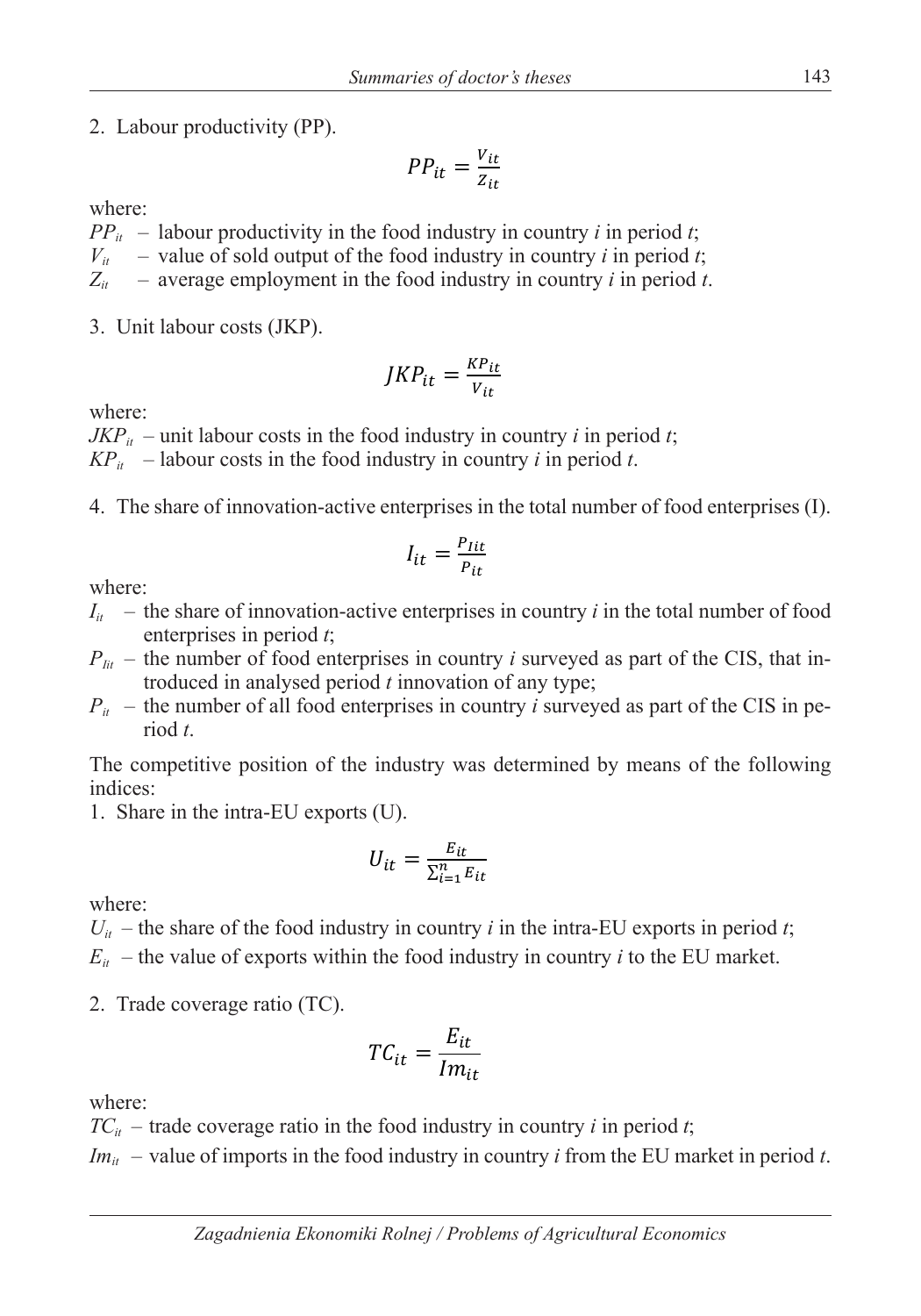2. Labour productivity (PP).

$$PP_{it} = \frac{V_{it}}{Z_{it}}$$

where:

$PP_{it}$ – labour productivity in the food industry in country *i* in period *t*;
$V_{it}$ – value of sold output of the food industry in country *i* in period *t*;
$Z_{it}$ – average employment in the food industry in country *i* in period *t*.

3. Unit labour costs (JKP).

$$JKP_{it} = \frac{KP_{it}}{V_{it}}$$

where:

$JKP_{it}$ – unit labour costs in the food industry in country *i* in period *t*;
$KP_{it}$ – labour costs in the food industry in country *i* in period *t*.

4. The share of innovation-active enterprises in the total number of food enterprises (I).

$$I_{it} = \frac{P_{Iit}}{P_{it}}$$

where:

- $I_{it}$ – the share of innovation-active enterprises in country *i* in the total number of food enterprises in period *t*;
- $P_{Iit}$ – the number of food enterprises in country *i* surveyed as part of the CIS, that introduced in analysed period *t* innovation of any type;
- $P_{it}$ – the number of all food enterprises in country *i* surveyed as part of the CIS in period *t*.

The competitive position of the industry was determined by means of the following indices:

1. Share in the intra-EU exports (U).

$$U_{it} = \frac{E_{it}}{\sum_{i=1}^{n} E_{it}}$$

where:

$U_{it}$ – the share of the food industry in country *i* in the intra-EU exports in period *t*;
$E_{it}$ – the value of exports within the food industry in country *i* to the EU market.

2. Trade coverage ratio (TC).

$$TC_{it} = \frac{E_{it}}{Im_{it}}$$

where:

$TC_{it}$ – trade coverage ratio in the food industry in country *i* in period *t*;
$Im_{it}$ – value of imports in the food industry in country *i* from the EU market in period *t*.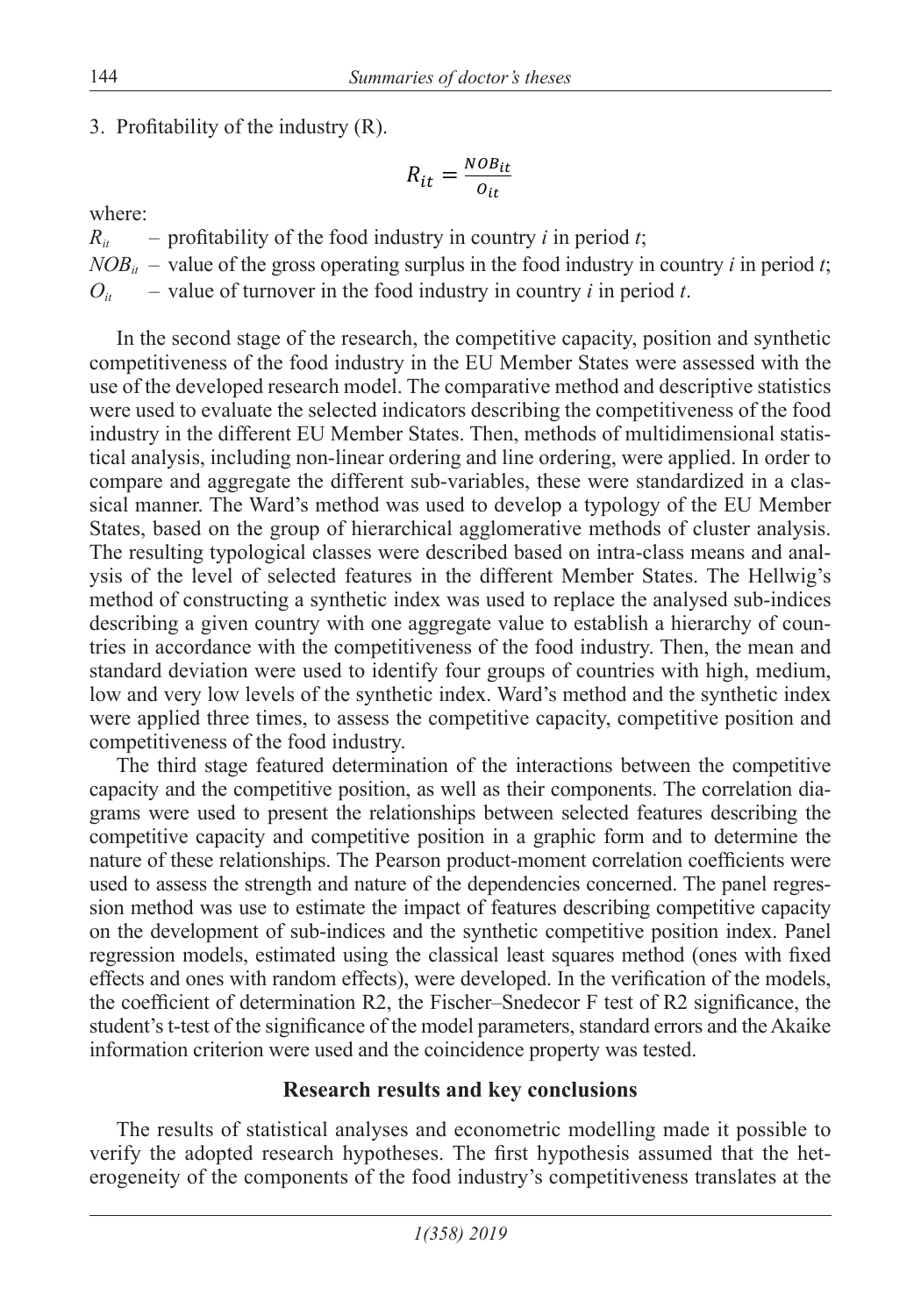3. Profitability of the industry (R).

$$R_{it} = \frac{NOB_{it}}{O_{it}}$$

where:

$R_{it}$ – profitability of the food industry in country *i* in period *t*;

$NOB_{it}$ – value of the gross operating surplus in the food industry in country *i* in period *t*;

$O_{it}$ – value of turnover in the food industry in country *i* in period *t*.

In the second stage of the research, the competitive capacity, position and synthetic competitiveness of the food industry in the EU Member States were assessed with the use of the developed research model. The comparative method and descriptive statistics were used to evaluate the selected indicators describing the competitiveness of the food industry in the different EU Member States. Then, methods of multidimensional statistical analysis, including non-linear ordering and line ordering, were applied. In order to compare and aggregate the different sub-variables, these were standardized in a classical manner. The Ward's method was used to develop a typology of the EU Member States, based on the group of hierarchical agglomerative methods of cluster analysis. The resulting typological classes were described based on intra-class means and analysis of the level of selected features in the different Member States. The Hellwig's method of constructing a synthetic index was used to replace the analysed sub-indices describing a given country with one aggregate value to establish a hierarchy of countries in accordance with the competitiveness of the food industry. Then, the mean and standard deviation were used to identify four groups of countries with high, medium, low and very low levels of the synthetic index. Ward's method and the synthetic index were applied three times, to assess the competitive capacity, competitive position and competitiveness of the food industry.

The third stage featured determination of the interactions between the competitive capacity and the competitive position, as well as their components. The correlation diagrams were used to present the relationships between selected features describing the competitive capacity and competitive position in a graphic form and to determine the nature of these relationships. The Pearson product-moment correlation coefficients were used to assess the strength and nature of the dependencies concerned. The panel regression method was use to estimate the impact of features describing competitive capacity on the development of sub-indices and the synthetic competitive position index. Panel regression models, estimated using the classical least squares method (ones with fixed effects and ones with random effects), were developed. In the verification of the models, the coefficient of determination R2, the Fischer–Snedecor F test of R2 significance, the student's t-test of the significance of the model parameters, standard errors and the Akaike information criterion were used and the coincidence property was tested.

## Research results and key conclusions

The results of statistical analyses and econometric modelling made it possible to verify the adopted research hypotheses. The first hypothesis assumed that the heterogeneity of the components of the food industry's competitiveness translates at the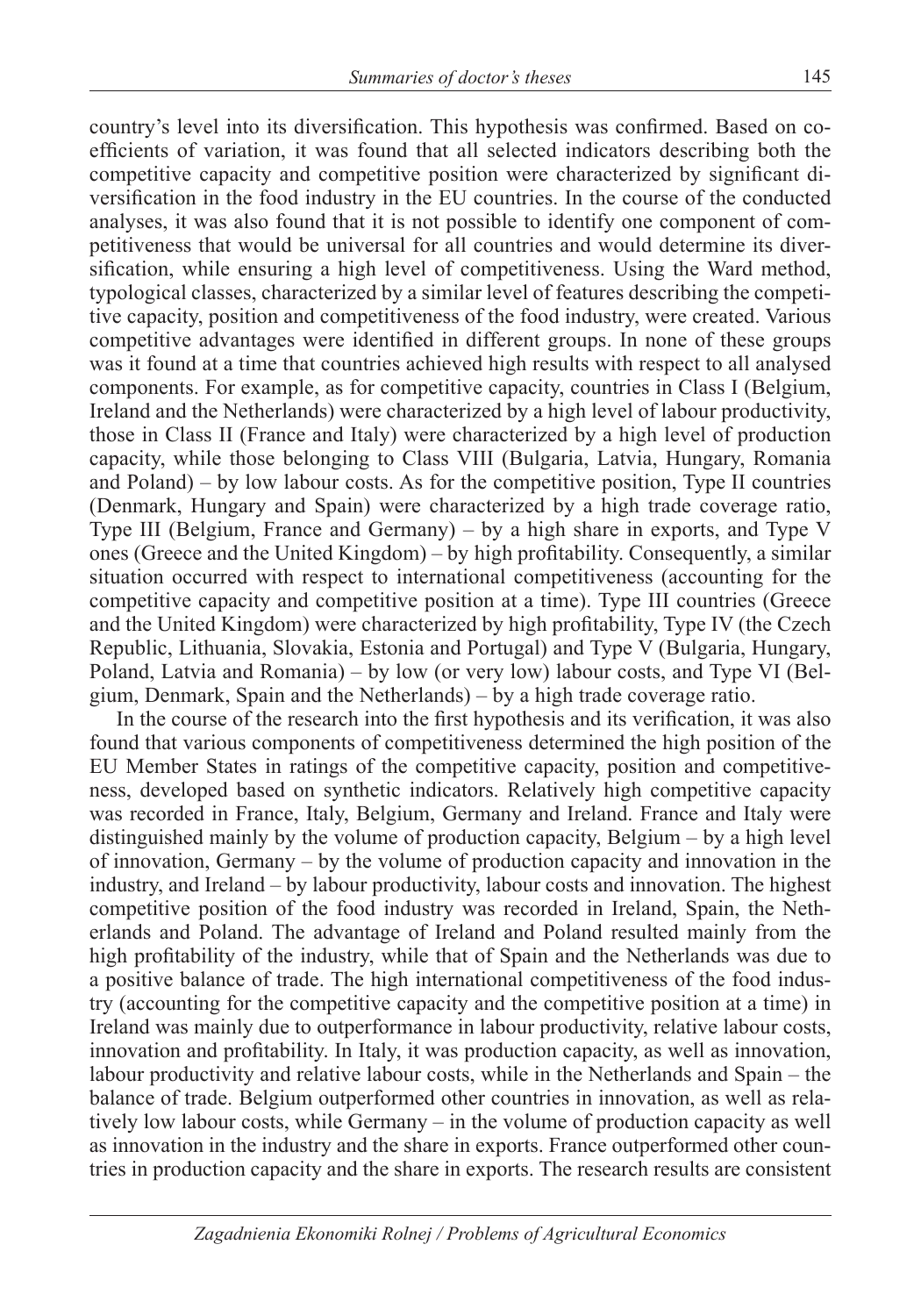country's level into its diversification. This hypothesis was confirmed. Based on coefficients of variation, it was found that all selected indicators describing both the competitive capacity and competitive position were characterized by significant diversification in the food industry in the EU countries. In the course of the conducted analyses, it was also found that it is not possible to identify one component of competitiveness that would be universal for all countries and would determine its diversification, while ensuring a high level of competitiveness. Using the Ward method, typological classes, characterized by a similar level of features describing the competitive capacity, position and competitiveness of the food industry, were created. Various competitive advantages were identified in different groups. In none of these groups was it found at a time that countries achieved high results with respect to all analysed components. For example, as for competitive capacity, countries in Class I (Belgium, Ireland and the Netherlands) were characterized by a high level of labour productivity, those in Class II (France and Italy) were characterized by a high level of production capacity, while those belonging to Class VIII (Bulgaria, Latvia, Hungary, Romania and Poland) – by low labour costs. As for the competitive position, Type II countries (Denmark, Hungary and Spain) were characterized by a high trade coverage ratio, Type III (Belgium, France and Germany) – by a high share in exports, and Type V ones (Greece and the United Kingdom) – by high profitability. Consequently, a similar situation occurred with respect to international competitiveness (accounting for the competitive capacity and competitive position at a time). Type III countries (Greece and the United Kingdom) were characterized by high profitability, Type IV (the Czech Republic, Lithuania, Slovakia, Estonia and Portugal) and Type V (Bulgaria, Hungary, Poland, Latvia and Romania) – by low (or very low) labour costs, and Type VI (Belgium, Denmark, Spain and the Netherlands) – by a high trade coverage ratio.

In the course of the research into the first hypothesis and its verification, it was also found that various components of competitiveness determined the high position of the EU Member States in ratings of the competitive capacity, position and competitiveness, developed based on synthetic indicators. Relatively high competitive capacity was recorded in France, Italy, Belgium, Germany and Ireland. France and Italy were distinguished mainly by the volume of production capacity, Belgium – by a high level of innovation, Germany – by the volume of production capacity and innovation in the industry, and Ireland – by labour productivity, labour costs and innovation. The highest competitive position of the food industry was recorded in Ireland, Spain, the Netherlands and Poland. The advantage of Ireland and Poland resulted mainly from the high profitability of the industry, while that of Spain and the Netherlands was due to a positive balance of trade. The high international competitiveness of the food industry (accounting for the competitive capacity and the competitive position at a time) in Ireland was mainly due to outperformance in labour productivity, relative labour costs, innovation and profitability. In Italy, it was production capacity, as well as innovation, labour productivity and relative labour costs, while in the Netherlands and Spain – the balance of trade. Belgium outperformed other countries in innovation, as well as relatively low labour costs, while Germany – in the volume of production capacity as well as innovation in the industry and the share in exports. France outperformed other countries in production capacity and the share in exports. The research results are consistent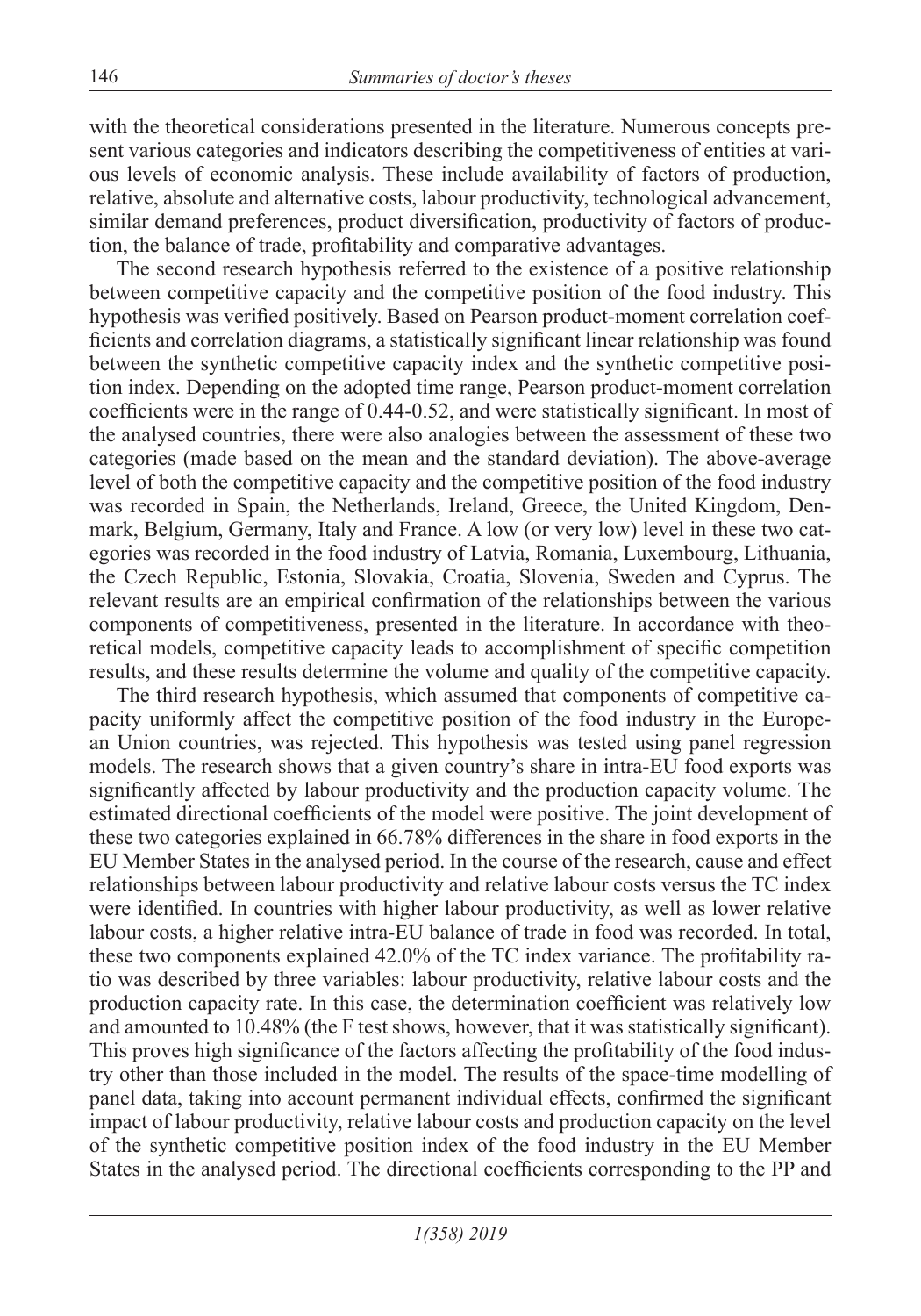with the theoretical considerations presented in the literature. Numerous concepts present various categories and indicators describing the competitiveness of entities at various levels of economic analysis. These include availability of factors of production, relative, absolute and alternative costs, labour productivity, technological advancement, similar demand preferences, product diversification, productivity of factors of production, the balance of trade, profitability and comparative advantages.

The second research hypothesis referred to the existence of a positive relationship between competitive capacity and the competitive position of the food industry. This hypothesis was verified positively. Based on Pearson product-moment correlation coefficients and correlation diagrams, a statistically significant linear relationship was found between the synthetic competitive capacity index and the synthetic competitive position index. Depending on the adopted time range, Pearson product-moment correlation coefficients were in the range of 0.44-0.52, and were statistically significant. In most of the analysed countries, there were also analogies between the assessment of these two categories (made based on the mean and the standard deviation). The above-average level of both the competitive capacity and the competitive position of the food industry was recorded in Spain, the Netherlands, Ireland, Greece, the United Kingdom, Denmark, Belgium, Germany, Italy and France. A low (or very low) level in these two categories was recorded in the food industry of Latvia, Romania, Luxembourg, Lithuania, the Czech Republic, Estonia, Slovakia, Croatia, Slovenia, Sweden and Cyprus. The relevant results are an empirical confirmation of the relationships between the various components of competitiveness, presented in the literature. In accordance with theoretical models, competitive capacity leads to accomplishment of specific competition results, and these results determine the volume and quality of the competitive capacity.

The third research hypothesis, which assumed that components of competitive capacity uniformly affect the competitive position of the food industry in the European Union countries, was rejected. This hypothesis was tested using panel regression models. The research shows that a given country's share in intra-EU food exports was significantly affected by labour productivity and the production capacity volume. The estimated directional coefficients of the model were positive. The joint development of these two categories explained in 66.78% differences in the share in food exports in the EU Member States in the analysed period. In the course of the research, cause and effect relationships between labour productivity and relative labour costs versus the TC index were identified. In countries with higher labour productivity, as well as lower relative labour costs, a higher relative intra-EU balance of trade in food was recorded. In total, these two components explained 42.0% of the TC index variance. The profitability ratio was described by three variables: labour productivity, relative labour costs and the production capacity rate. In this case, the determination coefficient was relatively low and amounted to 10.48% (the F test shows, however, that it was statistically significant). This proves high significance of the factors affecting the profitability of the food industry other than those included in the model. The results of the space-time modelling of panel data, taking into account permanent individual effects, confirmed the significant impact of labour productivity, relative labour costs and production capacity on the level of the synthetic competitive position index of the food industry in the EU Member States in the analysed period. The directional coefficients corresponding to the PP and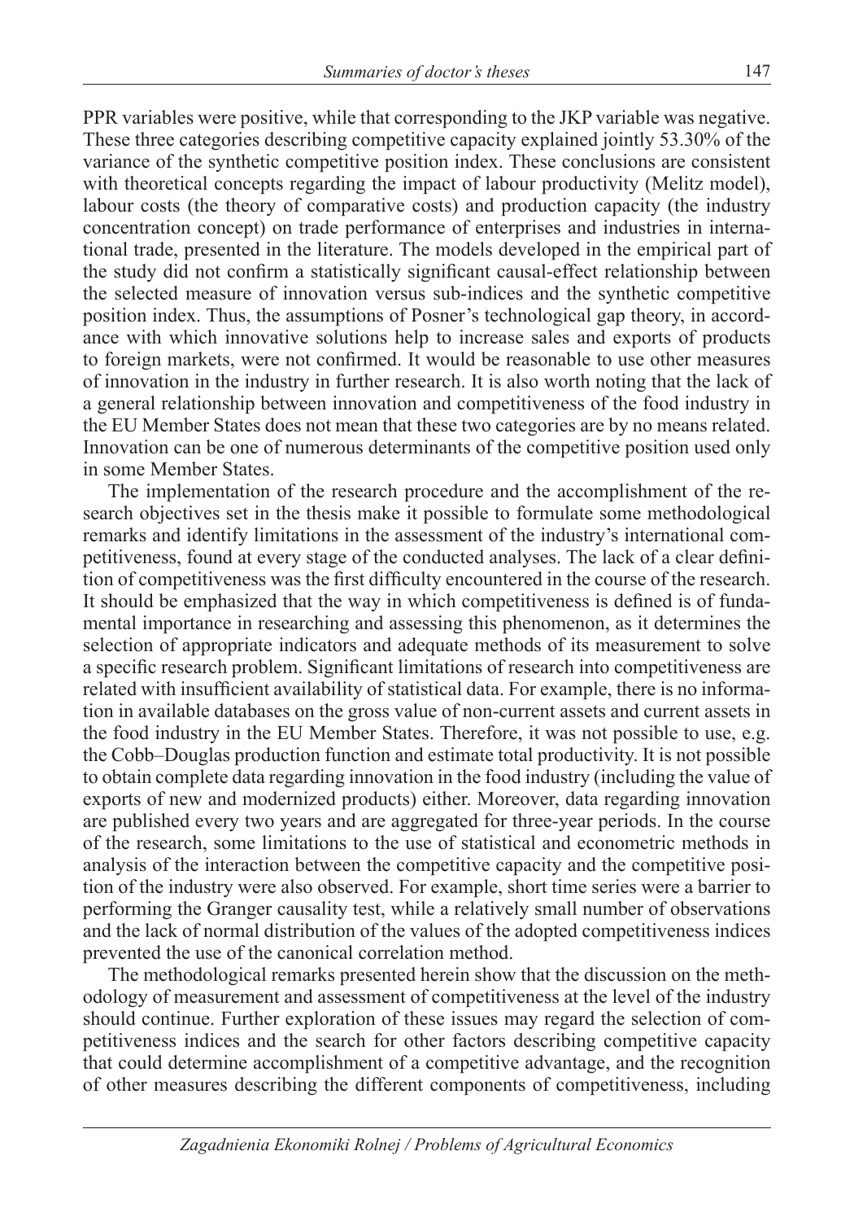PPR variables were positive, while that corresponding to the JKP variable was negative. These three categories describing competitive capacity explained jointly 53.30% of the variance of the synthetic competitive position index. These conclusions are consistent with theoretical concepts regarding the impact of labour productivity (Melitz model), labour costs (the theory of comparative costs) and production capacity (the industry concentration concept) on trade performance of enterprises and industries in international trade, presented in the literature. The models developed in the empirical part of the study did not confirm a statistically significant causal-effect relationship between the selected measure of innovation versus sub-indices and the synthetic competitive position index. Thus, the assumptions of Posner's technological gap theory, in accordance with which innovative solutions help to increase sales and exports of products to foreign markets, were not confirmed. It would be reasonable to use other measures of innovation in the industry in further research. It is also worth noting that the lack of a general relationship between innovation and competitiveness of the food industry in the EU Member States does not mean that these two categories are by no means related. Innovation can be one of numerous determinants of the competitive position used only in some Member States.

The implementation of the research procedure and the accomplishment of the research objectives set in the thesis make it possible to formulate some methodological remarks and identify limitations in the assessment of the industry's international competitiveness, found at every stage of the conducted analyses. The lack of a clear definition of competitiveness was the first difficulty encountered in the course of the research. It should be emphasized that the way in which competitiveness is defined is of fundamental importance in researching and assessing this phenomenon, as it determines the selection of appropriate indicators and adequate methods of its measurement to solve a specific research problem. Significant limitations of research into competitiveness are related with insufficient availability of statistical data. For example, there is no information in available databases on the gross value of non-current assets and current assets in the food industry in the EU Member States. Therefore, it was not possible to use, e.g. the Cobb–Douglas production function and estimate total productivity. It is not possible to obtain complete data regarding innovation in the food industry (including the value of exports of new and modernized products) either. Moreover, data regarding innovation are published every two years and are aggregated for three-year periods. In the course of the research, some limitations to the use of statistical and econometric methods in analysis of the interaction between the competitive capacity and the competitive position of the industry were also observed. For example, short time series were a barrier to performing the Granger causality test, while a relatively small number of observations and the lack of normal distribution of the values of the adopted competitiveness indices prevented the use of the canonical correlation method.

The methodological remarks presented herein show that the discussion on the methodology of measurement and assessment of competitiveness at the level of the industry should continue. Further exploration of these issues may regard the selection of competitiveness indices and the search for other factors describing competitive capacity that could determine accomplishment of a competitive advantage, and the recognition of other measures describing the different components of competitiveness, including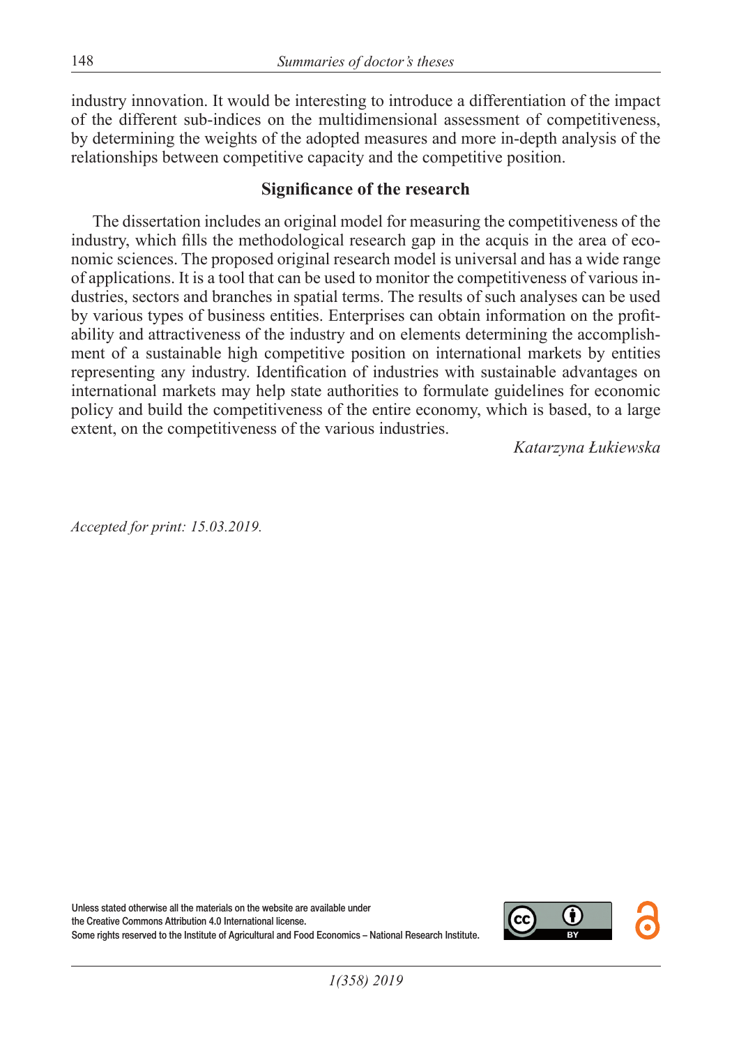industry innovation. It would be interesting to introduce a differentiation of the impact of the different sub-indices on the multidimensional assessment of competitiveness, by determining the weights of the adopted measures and more in-depth analysis of the relationships between competitive capacity and the competitive position.

## Significance of the research

The dissertation includes an original model for measuring the competitiveness of the industry, which fills the methodological research gap in the acquis in the area of economic sciences. The proposed original research model is universal and has a wide range of applications. It is a tool that can be used to monitor the competitiveness of various industries, sectors and branches in spatial terms. The results of such analyses can be used by various types of business entities. Enterprises can obtain information on the profitability and attractiveness of the industry and on elements determining the accomplishment of a sustainable high competitive position on international markets by entities representing any industry. Identification of industries with sustainable advantages on international markets may help state authorities to formulate guidelines for economic policy and build the competitiveness of the entire economy, which is based, to a large extent, on the competitiveness of the various industries.

*Katarzyna Łukiewska*

*Accepted for print: 15.03.2019.*

Unless stated otherwise all the materials on the website are available under the Creative Commons Attribution 4.0 International license.
Some rights reserved to the Institute of Agricultural and Food Economics – National Research Institute.